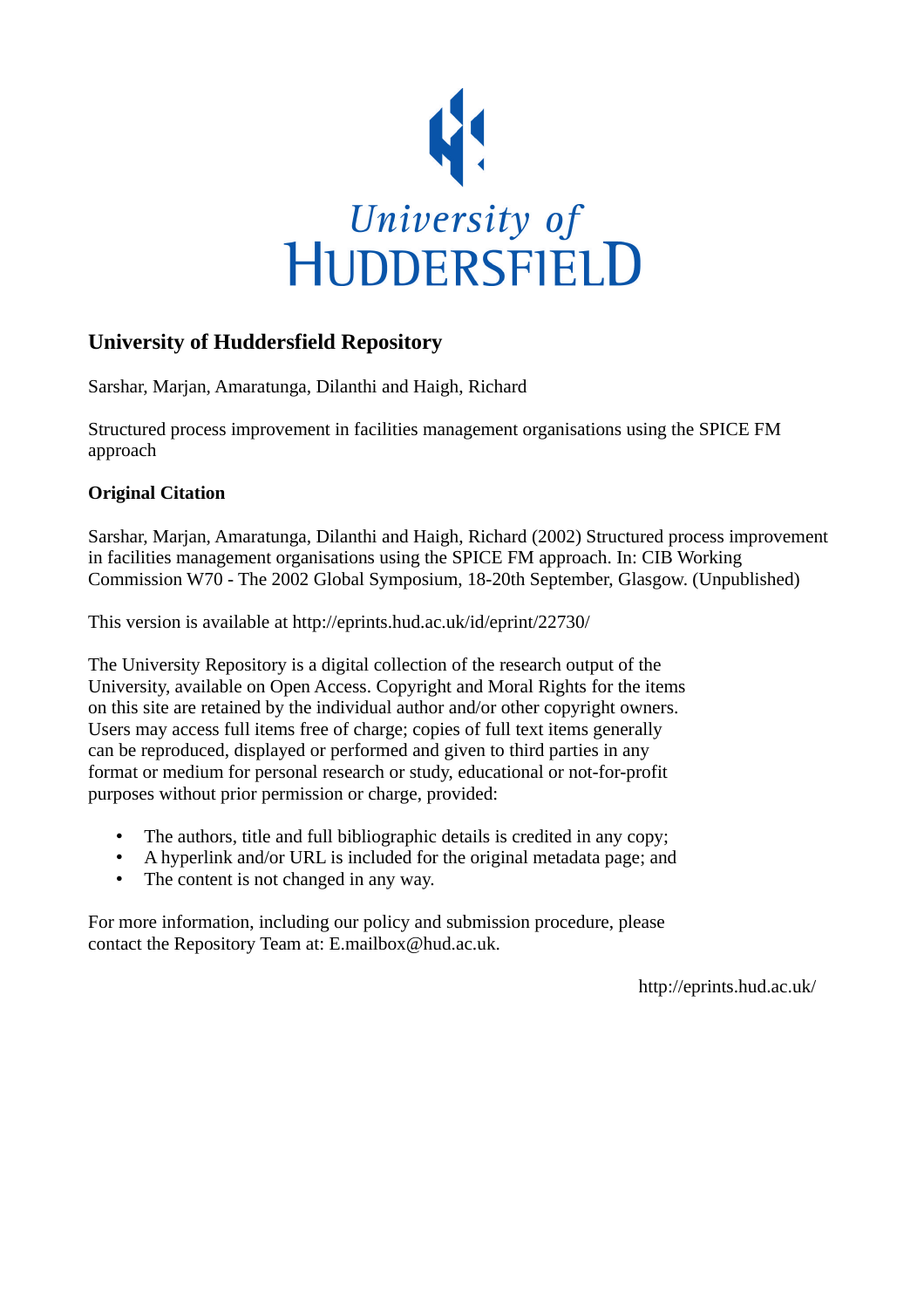University of HUDDERSFIELD

## University of Huddersfield Repository

Sarshar, Marjan, Amaratunga, Dilanthi and Haigh, Richard

Structured process improvement in facilities management organisations using the SPICE FM approach

### Original Citation

Sarshar, Marjan, Amaratunga, Dilanthi and Haigh, Richard (2002) Structured process improvement in facilities management organisations using the SPICE FM approach. In: CIB Working Commission W70 - The 2002 Global Symposium, 18-20th September, Glasgow. (Unpublished)

This version is available at http://eprints.hud.ac.uk/id/eprint/22730/

The University Repository is a digital collection of the research output of the University, available on Open Access. Copyright and Moral Rights for the items on this site are retained by the individual author and/or other copyright owners. Users may access full items free of charge; copies of full text items generally can be reproduced, displayed or performed and given to third parties in any format or medium for personal research or study, educational or not-for-profit purposes without prior permission or charge, provided:

- The authors, title and full bibliographic details is credited in any copy;
- A hyperlink and/or URL is included for the original metadata page; and
- The content is not changed in any way.

For more information, including our policy and submission procedure, please contact the Repository Team at: E.mailbox@hud.ac.uk.

http://eprints.hud.ac.uk/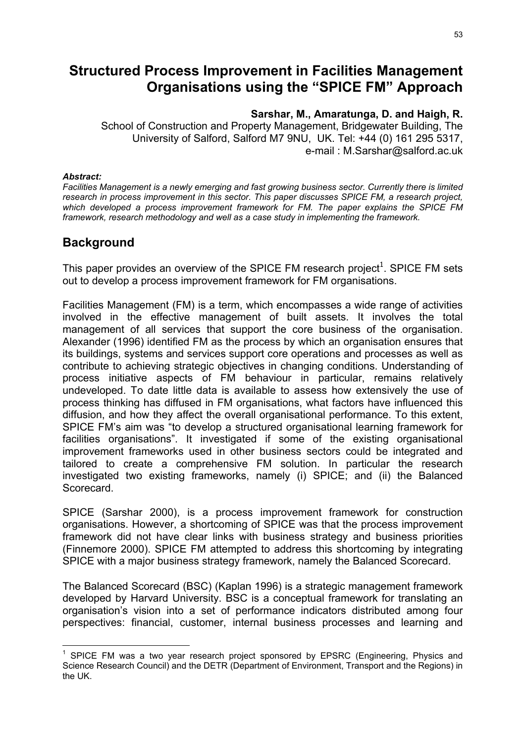# Structured Process Improvement in Facilities Management Organisations using the "SPICE FM" Approach

**Sarshar, M., Amaratunga, D. and Haigh, R.**

School of Construction and Property Management, Bridgewater Building, The University of Salford, Salford M7 9NU, UK. Tel: +44 (0) 161 295 5317, e-mail : M.Sarshar@salford.ac.uk

***Abstract:***

*Facilities Management is a newly emerging and fast growing business sector. Currently there is limited research in process improvement in this sector. This paper discusses SPICE FM, a research project, which developed a process improvement framework for FM. The paper explains the SPICE FM framework, research methodology and well as a case study in implementing the framework.*

## Background

This paper provides an overview of the SPICE FM research project[1]. SPICE FM sets out to develop a process improvement framework for FM organisations.

Facilities Management (FM) is a term, which encompasses a wide range of activities involved in the effective management of built assets. It involves the total management of all services that support the core business of the organisation. Alexander (1996) identified FM as the process by which an organisation ensures that its buildings, systems and services support core operations and processes as well as contribute to achieving strategic objectives in changing conditions. Understanding of process initiative aspects of FM behaviour in particular, remains relatively undeveloped. To date little data is available to assess how extensively the use of process thinking has diffused in FM organisations, what factors have influenced this diffusion, and how they affect the overall organisational performance. To this extent, SPICE FM's aim was "to develop a structured organisational learning framework for facilities organisations". It investigated if some of the existing organisational improvement frameworks used in other business sectors could be integrated and tailored to create a comprehensive FM solution. In particular the research investigated two existing frameworks, namely (i) SPICE; and (ii) the Balanced Scorecard.

SPICE (Sarshar 2000), is a process improvement framework for construction organisations. However, a shortcoming of SPICE was that the process improvement framework did not have clear links with business strategy and business priorities (Finnemore 2000). SPICE FM attempted to address this shortcoming by integrating SPICE with a major business strategy framework, namely the Balanced Scorecard.

The Balanced Scorecard (BSC) (Kaplan 1996) is a strategic management framework developed by Harvard University. BSC is a conceptual framework for translating an organisation's vision into a set of performance indicators distributed among four perspectives: financial, customer, internal business processes and learning and

---

[1] SPICE FM was a two year research project sponsored by EPSRC (Engineering, Physics and Science Research Council) and the DETR (Department of Environment, Transport and the Regions) in the UK.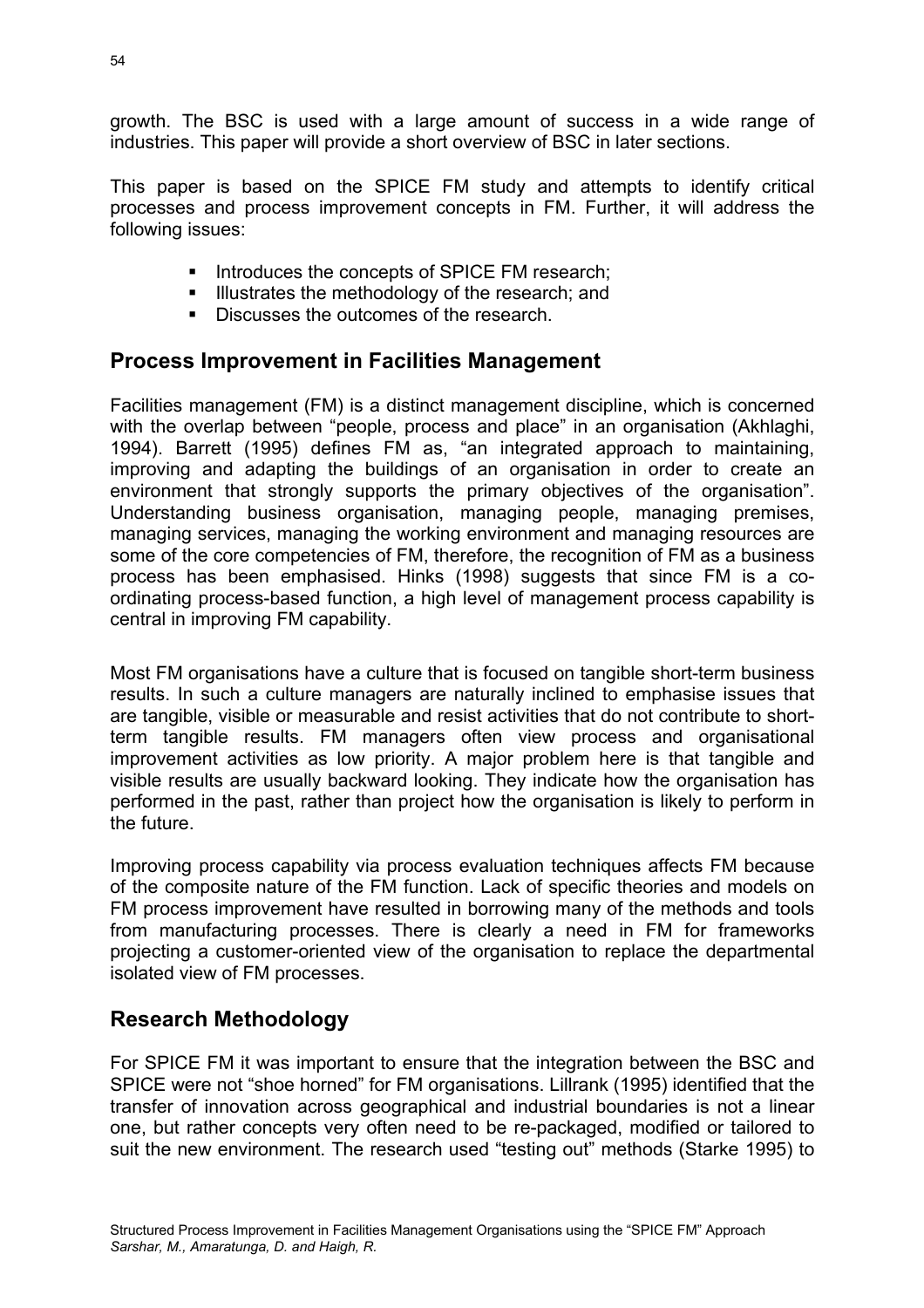growth. The BSC is used with a large amount of success in a wide range of industries. This paper will provide a short overview of BSC in later sections.

This paper is based on the SPICE FM study and attempts to identify critical processes and process improvement concepts in FM. Further, it will address the following issues:

- Introduces the concepts of SPICE FM research;
- Illustrates the methodology of the research; and
- Discusses the outcomes of the research.

## Process Improvement in Facilities Management

Facilities management (FM) is a distinct management discipline, which is concerned with the overlap between "people, process and place" in an organisation (Akhlaghi, 1994). Barrett (1995) defines FM as, "an integrated approach to maintaining, improving and adapting the buildings of an organisation in order to create an environment that strongly supports the primary objectives of the organisation". Understanding business organisation, managing people, managing premises, managing services, managing the working environment and managing resources are some of the core competencies of FM, therefore, the recognition of FM as a business process has been emphasised. Hinks (1998) suggests that since FM is a co-ordinating process-based function, a high level of management process capability is central in improving FM capability.

Most FM organisations have a culture that is focused on tangible short-term business results. In such a culture managers are naturally inclined to emphasise issues that are tangible, visible or measurable and resist activities that do not contribute to short-term tangible results. FM managers often view process and organisational improvement activities as low priority. A major problem here is that tangible and visible results are usually backward looking. They indicate how the organisation has performed in the past, rather than project how the organisation is likely to perform in the future.

Improving process capability via process evaluation techniques affects FM because of the composite nature of the FM function. Lack of specific theories and models on FM process improvement have resulted in borrowing many of the methods and tools from manufacturing processes. There is clearly a need in FM for frameworks projecting a customer-oriented view of the organisation to replace the departmental isolated view of FM processes.

## Research Methodology

For SPICE FM it was important to ensure that the integration between the BSC and SPICE were not "shoe horned" for FM organisations. Lillrank (1995) identified that the transfer of innovation across geographical and industrial boundaries is not a linear one, but rather concepts very often need to be re-packaged, modified or tailored to suit the new environment. The research used "testing out" methods (Starke 1995) to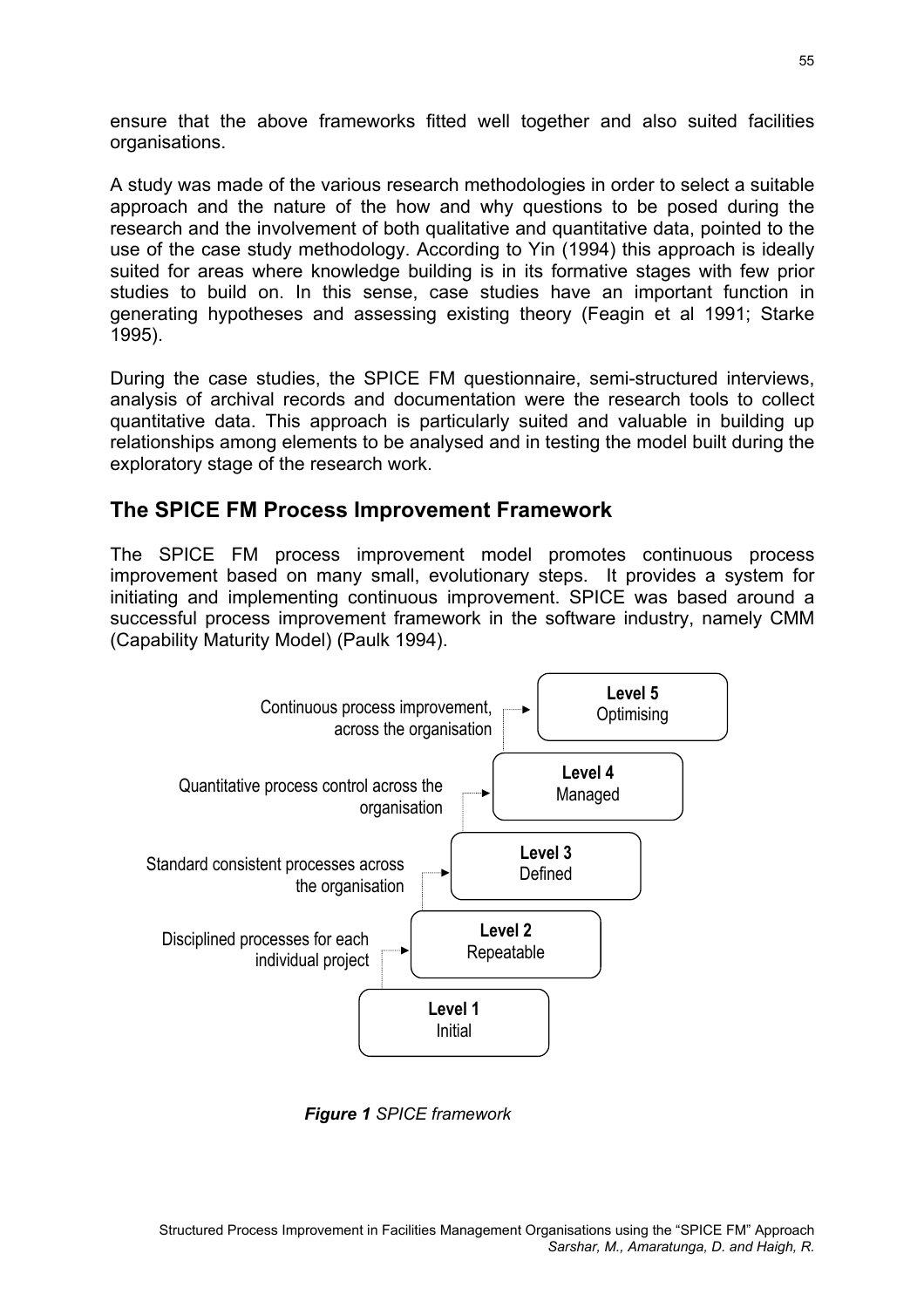ensure that the above frameworks fitted well together and also suited facilities organisations.

A study was made of the various research methodologies in order to select a suitable approach and the nature of the how and why questions to be posed during the research and the involvement of both qualitative and quantitative data, pointed to the use of the case study methodology. According to Yin (1994) this approach is ideally suited for areas where knowledge building is in its formative stages with few prior studies to build on. In this sense, case studies have an important function in generating hypotheses and assessing existing theory (Feagin et al 1991; Starke 1995).

During the case studies, the SPICE FM questionnaire, semi-structured interviews, analysis of archival records and documentation were the research tools to collect quantitative data. This approach is particularly suited and valuable in building up relationships among elements to be analysed and in testing the model built during the exploratory stage of the research work.

## The SPICE FM Process Improvement Framework

The SPICE FM process improvement model promotes continuous process improvement based on many small, evolutionary steps. It provides a system for initiating and implementing continuous improvement. SPICE was based around a successful process improvement framework in the software industry, namely CMM (Capability Maturity Model) (Paulk 1994).

- **Level 5** Optimising — Continuous process improvement, across the organisation
- **Level 4** Managed — Quantitative process control across the organisation
- **Level 3** Defined — Standard consistent processes across the organisation
- **Level 2** Repeatable — Disciplined processes for each individual project
- **Level 1** Initial

***Figure 1*** *SPICE framework*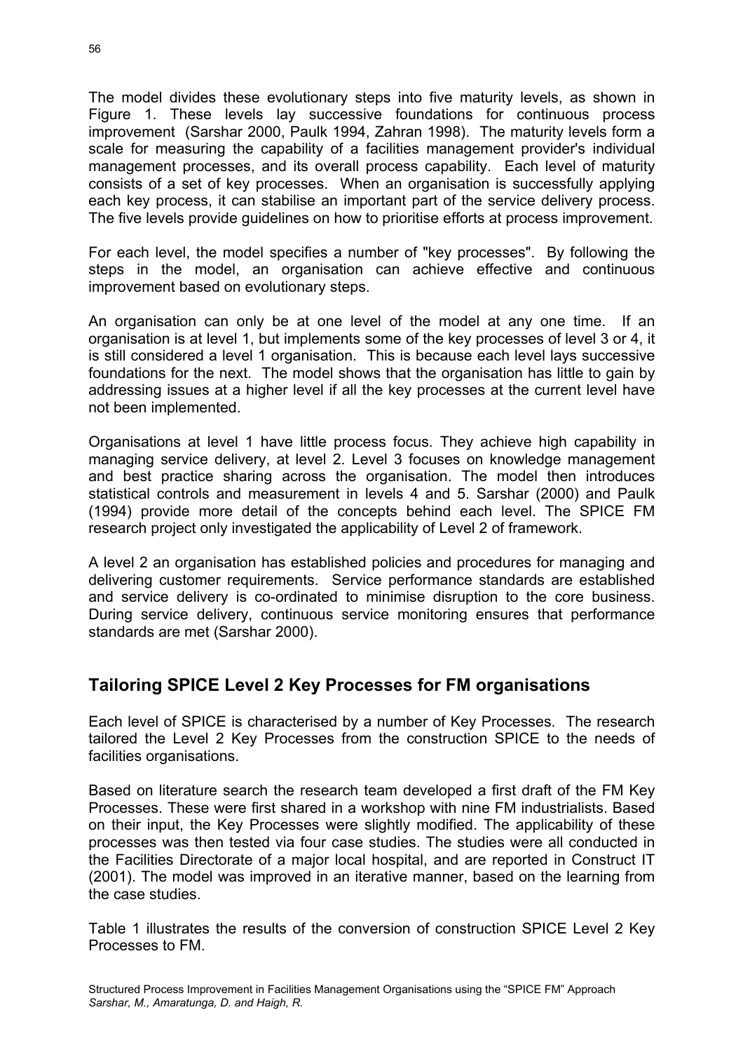The model divides these evolutionary steps into five maturity levels, as shown in Figure 1. These levels lay successive foundations for continuous process improvement (Sarshar 2000, Paulk 1994, Zahran 1998). The maturity levels form a scale for measuring the capability of a facilities management provider's individual management processes, and its overall process capability. Each level of maturity consists of a set of key processes. When an organisation is successfully applying each key process, it can stabilise an important part of the service delivery process. The five levels provide guidelines on how to prioritise efforts at process improvement.

For each level, the model specifies a number of "key processes". By following the steps in the model, an organisation can achieve effective and continuous improvement based on evolutionary steps.

An organisation can only be at one level of the model at any one time. If an organisation is at level 1, but implements some of the key processes of level 3 or 4, it is still considered a level 1 organisation. This is because each level lays successive foundations for the next. The model shows that the organisation has little to gain by addressing issues at a higher level if all the key processes at the current level have not been implemented.

Organisations at level 1 have little process focus. They achieve high capability in managing service delivery, at level 2. Level 3 focuses on knowledge management and best practice sharing across the organisation. The model then introduces statistical controls and measurement in levels 4 and 5. Sarshar (2000) and Paulk (1994) provide more detail of the concepts behind each level. The SPICE FM research project only investigated the applicability of Level 2 of framework.

A level 2 an organisation has established policies and procedures for managing and delivering customer requirements. Service performance standards are established and service delivery is co-ordinated to minimise disruption to the core business. During service delivery, continuous service monitoring ensures that performance standards are met (Sarshar 2000).

## Tailoring SPICE Level 2 Key Processes for FM organisations

Each level of SPICE is characterised by a number of Key Processes. The research tailored the Level 2 Key Processes from the construction SPICE to the needs of facilities organisations.

Based on literature search the research team developed a first draft of the FM Key Processes. These were first shared in a workshop with nine FM industrialists. Based on their input, the Key Processes were slightly modified. The applicability of these processes was then tested via four case studies. The studies were all conducted in the Facilities Directorate of a major local hospital, and are reported in Construct IT (2001). The model was improved in an iterative manner, based on the learning from the case studies.

Table 1 illustrates the results of the conversion of construction SPICE Level 2 Key Processes to FM.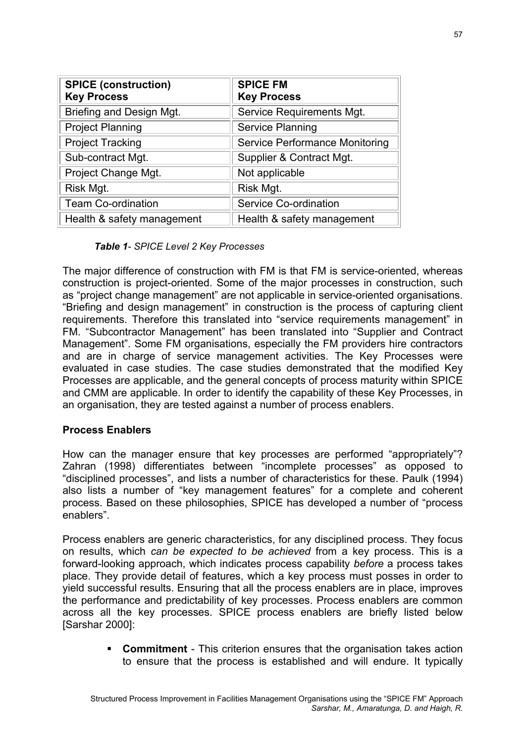| **SPICE (construction)**<br>**Key Process** | **SPICE FM**<br>**Key Process** |
|---|---|
| Briefing and Design Mgt. | Service Requirements Mgt. |
| Project Planning | Service Planning |
| Project Tracking | Service Performance Monitoring |
| Sub-contract Mgt. | Supplier & Contract Mgt. |
| Project Change Mgt. | Not applicable |
| Risk Mgt. | Risk Mgt. |
| Team Co-ordination | Service Co-ordination |
| Health & safety management | Health & safety management |

***Table 1**- SPICE Level 2 Key Processes*

The major difference of construction with FM is that FM is service-oriented, whereas construction is project-oriented. Some of the major processes in construction, such as "project change management" are not applicable in service-oriented organisations. "Briefing and design management" in construction is the process of capturing client requirements. Therefore this translated into "service requirements management" in FM. "Subcontractor Management" has been translated into "Supplier and Contract Management". Some FM organisations, especially the FM providers hire contractors and are in charge of service management activities. The Key Processes were evaluated in case studies. The case studies demonstrated that the modified Key Processes are applicable, and the general concepts of process maturity within SPICE and CMM are applicable. In order to identify the capability of these Key Processes, in an organisation, they are tested against a number of process enablers.

**Process Enablers**

How can the manager ensure that key processes are performed "appropriately"? Zahran (1998) differentiates between "incomplete processes" as opposed to "disciplined processes", and lists a number of characteristics for these. Paulk (1994) also lists a number of "key management features" for a complete and coherent process. Based on these philosophies, SPICE has developed a number of "process enablers".

Process enablers are generic characteristics, for any disciplined process. They focus on results, which *can be expected to be achieved* from a key process. This is a forward-looking approach, which indicates process capability *before* a process takes place. They provide detail of features, which a key process must posses in order to yield successful results. Ensuring that all the process enablers are in place, improves the performance and predictability of key processes. Process enablers are common across all the key processes. SPICE process enablers are briefly listed below [Sarshar 2000]:

- **Commitment** - This criterion ensures that the organisation takes action to ensure that the process is established and will endure. It typically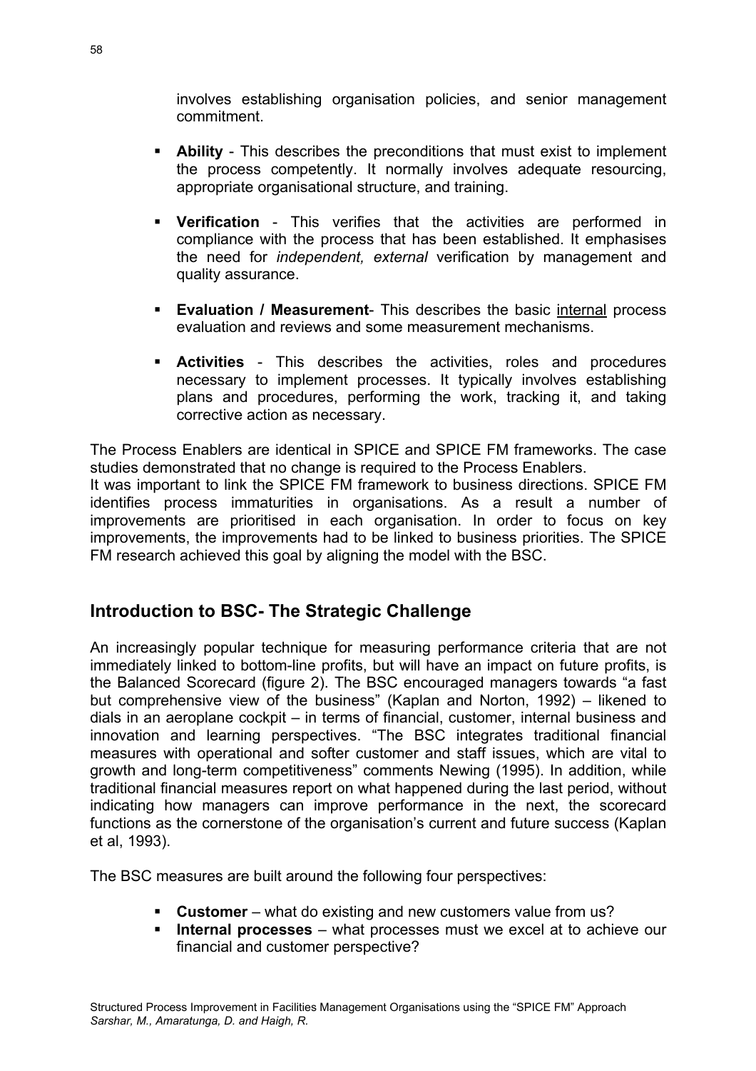involves establishing organisation policies, and senior management commitment.

- **Ability** - This describes the preconditions that must exist to implement the process competently. It normally involves adequate resourcing, appropriate organisational structure, and training.
- **Verification** - This verifies that the activities are performed in compliance with the process that has been established. It emphasises the need for *independent, external* verification by management and quality assurance.
- **Evaluation / Measurement**- This describes the basic internal process evaluation and reviews and some measurement mechanisms.
- **Activities** - This describes the activities, roles and procedures necessary to implement processes. It typically involves establishing plans and procedures, performing the work, tracking it, and taking corrective action as necessary.

The Process Enablers are identical in SPICE and SPICE FM frameworks. The case studies demonstrated that no change is required to the Process Enablers.
It was important to link the SPICE FM framework to business directions. SPICE FM identifies process immaturities in organisations. As a result a number of improvements are prioritised in each organisation. In order to focus on key improvements, the improvements had to be linked to business priorities. The SPICE FM research achieved this goal by aligning the model with the BSC.

## Introduction to BSC- The Strategic Challenge

An increasingly popular technique for measuring performance criteria that are not immediately linked to bottom-line profits, but will have an impact on future profits, is the Balanced Scorecard (figure 2). The BSC encouraged managers towards "a fast but comprehensive view of the business" (Kaplan and Norton, 1992) – likened to dials in an aeroplane cockpit – in terms of financial, customer, internal business and innovation and learning perspectives. "The BSC integrates traditional financial measures with operational and softer customer and staff issues, which are vital to growth and long-term competitiveness" comments Newing (1995). In addition, while traditional financial measures report on what happened during the last period, without indicating how managers can improve performance in the next, the scorecard functions as the cornerstone of the organisation's current and future success (Kaplan et al, 1993).

The BSC measures are built around the following four perspectives:

- **Customer** – what do existing and new customers value from us?
- **Internal processes** – what processes must we excel at to achieve our financial and customer perspective?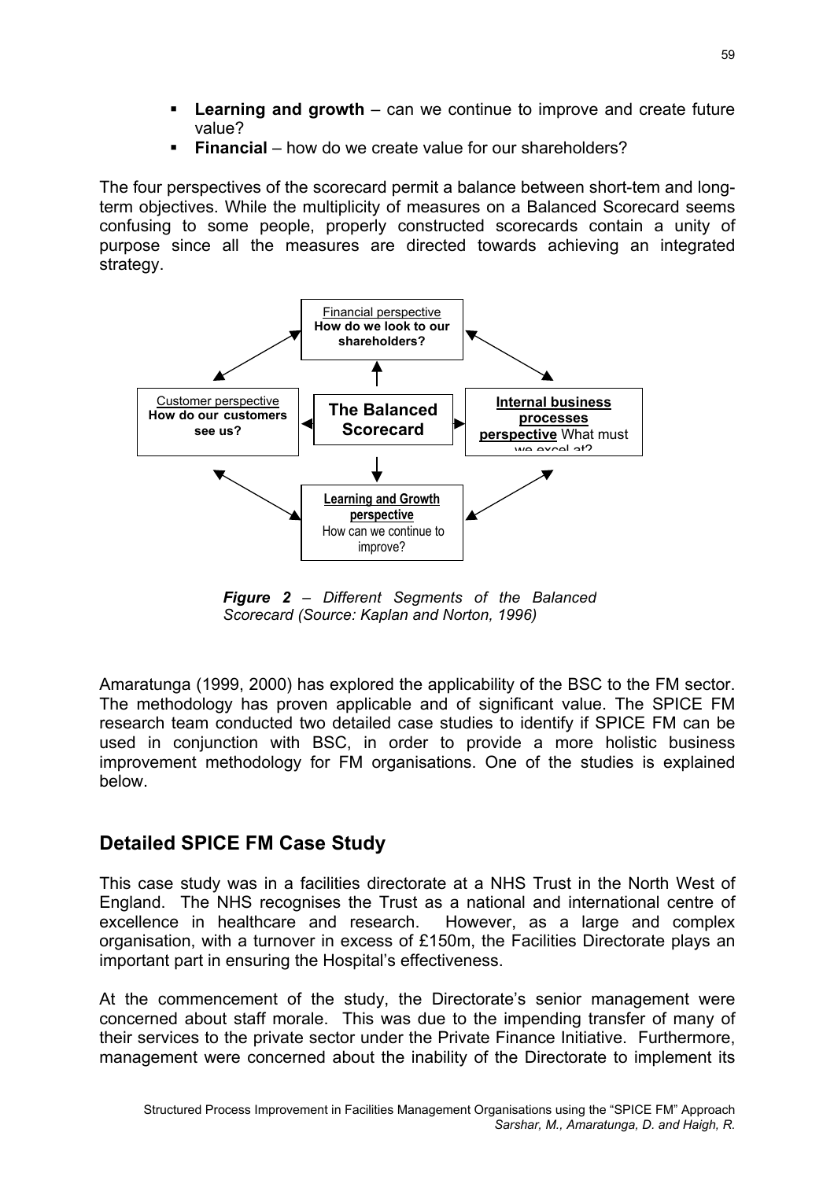- **Learning and growth** – can we continue to improve and create future value?
- **Financial** – how do we create value for our shareholders?

The four perspectives of the scorecard permit a balance between short-tem and long-term objectives. While the multiplicity of measures on a Balanced Scorecard seems confusing to some people, properly constructed scorecards contain a unity of purpose since all the measures are directed towards achieving an integrated strategy.

Financial perspective
**How do we look to our shareholders?**

Customer perspective
**How do our customers see us?**

**The Balanced Scorecard**

**Internal business processes perspective** What must we excel at?

**Learning and Growth perspective**
How can we continue to improve?

***Figure 2*** *– Different Segments of the Balanced Scorecard (Source: Kaplan and Norton, 1996)*

Amaratunga (1999, 2000) has explored the applicability of the BSC to the FM sector. The methodology has proven applicable and of significant value. The SPICE FM research team conducted two detailed case studies to identify if SPICE FM can be used in conjunction with BSC, in order to provide a more holistic business improvement methodology for FM organisations. One of the studies is explained below.

## Detailed SPICE FM Case Study

This case study was in a facilities directorate at a NHS Trust in the North West of England. The NHS recognises the Trust as a national and international centre of excellence in healthcare and research. However, as a large and complex organisation, with a turnover in excess of £150m, the Facilities Directorate plays an important part in ensuring the Hospital's effectiveness.

At the commencement of the study, the Directorate's senior management were concerned about staff morale. This was due to the impending transfer of many of their services to the private sector under the Private Finance Initiative. Furthermore, management were concerned about the inability of the Directorate to implement its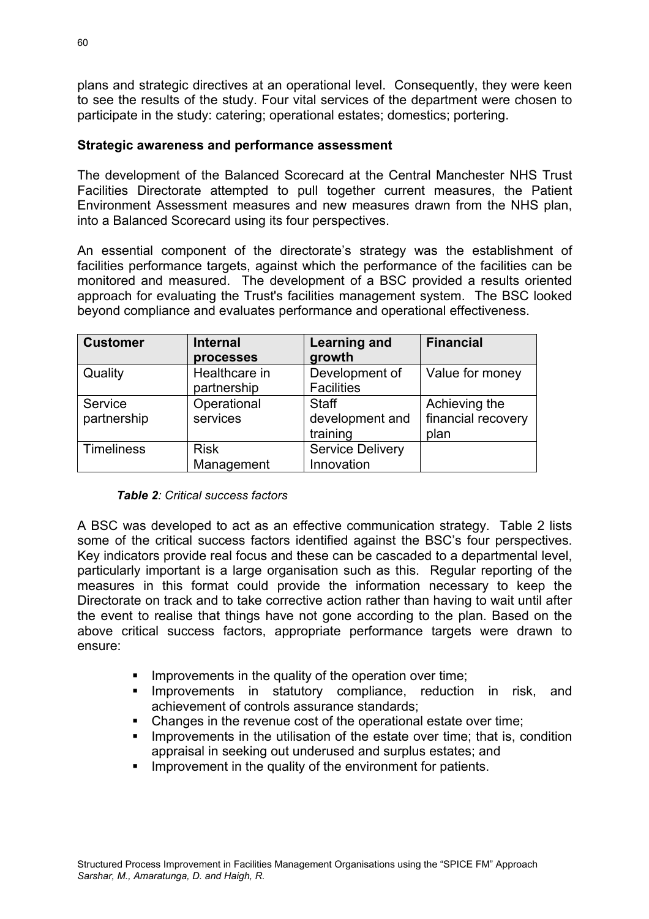plans and strategic directives at an operational level. Consequently, they were keen to see the results of the study. Four vital services of the department were chosen to participate in the study: catering; operational estates; domestics; portering.

**Strategic awareness and performance assessment**

The development of the Balanced Scorecard at the Central Manchester NHS Trust Facilities Directorate attempted to pull together current measures, the Patient Environment Assessment measures and new measures drawn from the NHS plan, into a Balanced Scorecard using its four perspectives.

An essential component of the directorate's strategy was the establishment of facilities performance targets, against which the performance of the facilities can be monitored and measured. The development of a BSC provided a results oriented approach for evaluating the Trust's facilities management system. The BSC looked beyond compliance and evaluates performance and operational effectiveness.

| Customer | Internal processes | Learning and growth | Financial |
|---|---|---|---|
| Quality | Healthcare in partnership | Development of Facilities | Value for money |
| Service partnership | Operational services | Staff development and training | Achieving the financial recovery plan |
| Timeliness | Risk Management | Service Delivery Innovation | |

***Table 2**: Critical success factors*

A BSC was developed to act as an effective communication strategy. Table 2 lists some of the critical success factors identified against the BSC's four perspectives. Key indicators provide real focus and these can be cascaded to a departmental level, particularly important is a large organisation such as this. Regular reporting of the measures in this format could provide the information necessary to keep the Directorate on track and to take corrective action rather than having to wait until after the event to realise that things have not gone according to the plan. Based on the above critical success factors, appropriate performance targets were drawn to ensure:

- Improvements in the quality of the operation over time;
- Improvements in statutory compliance, reduction in risk, and achievement of controls assurance standards;
- Changes in the revenue cost of the operational estate over time;
- Improvements in the utilisation of the estate over time; that is, condition appraisal in seeking out underused and surplus estates; and
- Improvement in the quality of the environment for patients.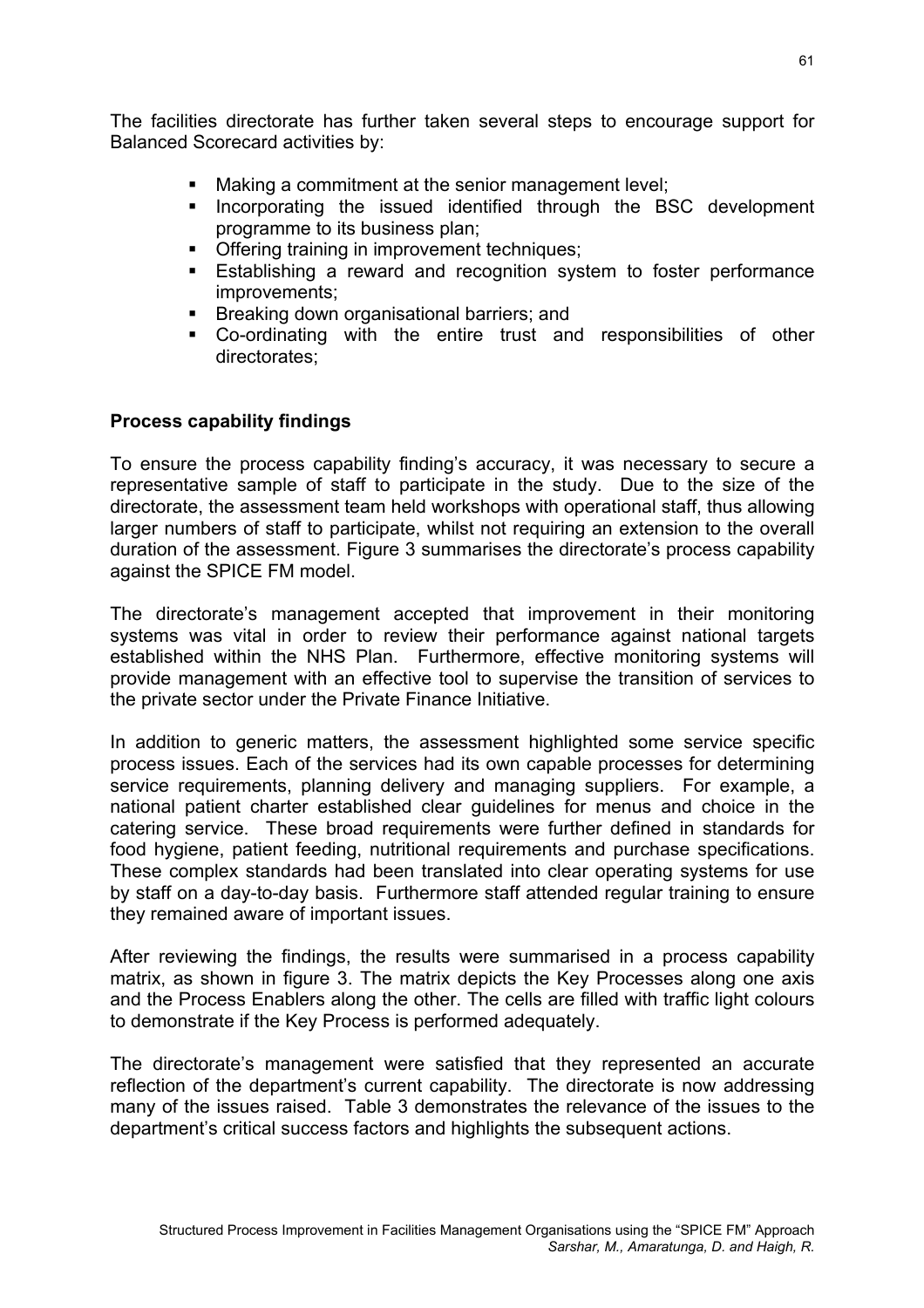The facilities directorate has further taken several steps to encourage support for Balanced Scorecard activities by:

- Making a commitment at the senior management level;
- Incorporating the issued identified through the BSC development programme to its business plan;
- Offering training in improvement techniques;
- Establishing a reward and recognition system to foster performance improvements;
- Breaking down organisational barriers; and
- Co-ordinating with the entire trust and responsibilities of other directorates;

**Process capability findings**

To ensure the process capability finding's accuracy, it was necessary to secure a representative sample of staff to participate in the study. Due to the size of the directorate, the assessment team held workshops with operational staff, thus allowing larger numbers of staff to participate, whilst not requiring an extension to the overall duration of the assessment. Figure 3 summarises the directorate's process capability against the SPICE FM model.

The directorate's management accepted that improvement in their monitoring systems was vital in order to review their performance against national targets established within the NHS Plan. Furthermore, effective monitoring systems will provide management with an effective tool to supervise the transition of services to the private sector under the Private Finance Initiative.

In addition to generic matters, the assessment highlighted some service specific process issues. Each of the services had its own capable processes for determining service requirements, planning delivery and managing suppliers. For example, a national patient charter established clear guidelines for menus and choice in the catering service. These broad requirements were further defined in standards for food hygiene, patient feeding, nutritional requirements and purchase specifications. These complex standards had been translated into clear operating systems for use by staff on a day-to-day basis. Furthermore staff attended regular training to ensure they remained aware of important issues.

After reviewing the findings, the results were summarised in a process capability matrix, as shown in figure 3. The matrix depicts the Key Processes along one axis and the Process Enablers along the other. The cells are filled with traffic light colours to demonstrate if the Key Process is performed adequately.

The directorate's management were satisfied that they represented an accurate reflection of the department's current capability. The directorate is now addressing many of the issues raised. Table 3 demonstrates the relevance of the issues to the department's critical success factors and highlights the subsequent actions.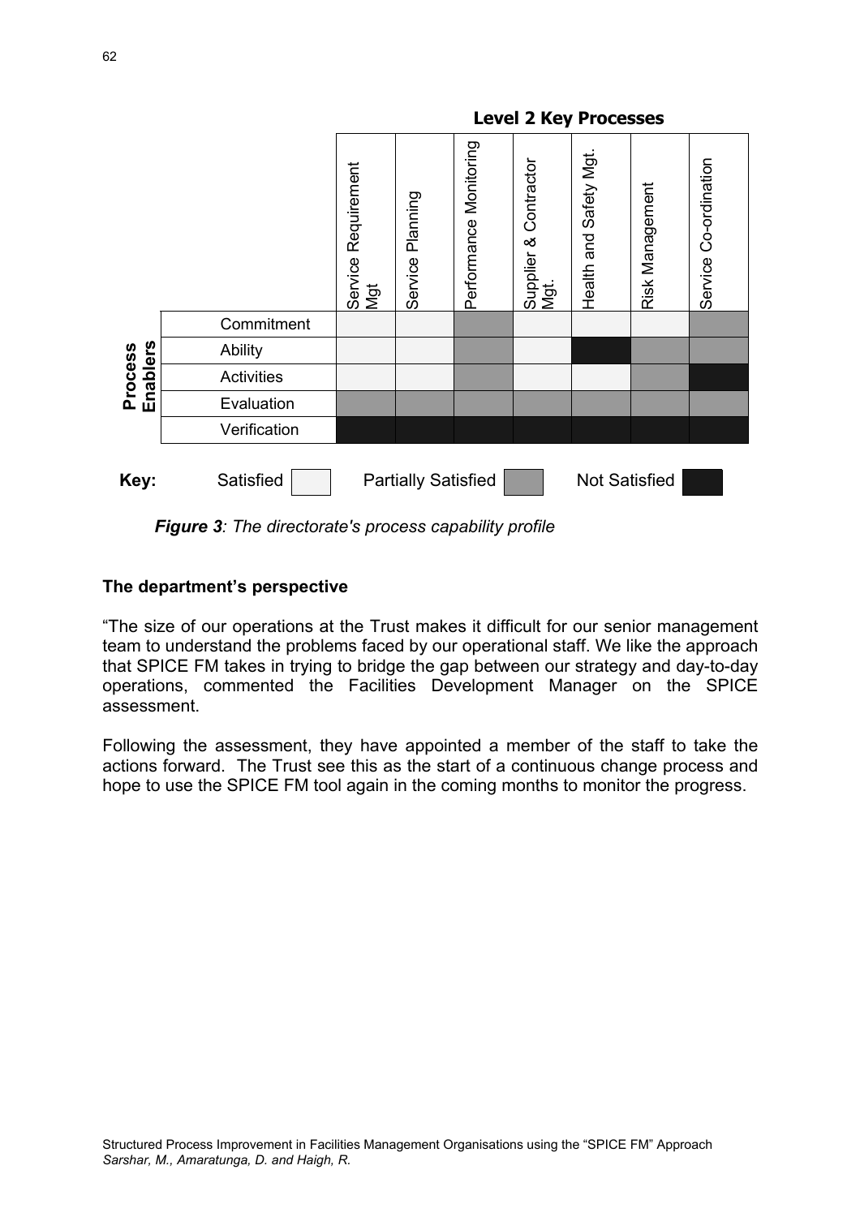**Level 2 Key Processes**

| Process Enablers | Service Requirement Mgt | Service Planning | Performance Monitoring | Supplier & Contractor Mgt. | Health and Safety Mgt. | Risk Management | Service Co-ordination |
|---|---|---|---|---|---|---|---|
| Commitment | Satisfied | Satisfied | Partially Satisfied | Satisfied | Satisfied | Satisfied | Partially Satisfied |
| Ability | Satisfied | Satisfied | Partially Satisfied | Satisfied | Not Satisfied | Partially Satisfied | Partially Satisfied |
| Activities | Satisfied | Satisfied | Partially Satisfied | Satisfied | Satisfied | Partially Satisfied | Not Satisfied |
| Evaluation | Partially Satisfied | Partially Satisfied | Partially Satisfied | Partially Satisfied | Partially Satisfied | Partially Satisfied | Partially Satisfied |
| Verification | Not Satisfied | Not Satisfied | Not Satisfied | Not Satisfied | Not Satisfied | Not Satisfied | Not Satisfied |

**Key:** Satisfied | Partially Satisfied | Not Satisfied

***Figure 3**: The directorate's process capability profile*

**The department's perspective**

"The size of our operations at the Trust makes it difficult for our senior management team to understand the problems faced by our operational staff. We like the approach that SPICE FM takes in trying to bridge the gap between our strategy and day-to-day operations, commented the Facilities Development Manager on the SPICE assessment.

Following the assessment, they have appointed a member of the staff to take the actions forward. The Trust see this as the start of a continuous change process and hope to use the SPICE FM tool again in the coming months to monitor the progress.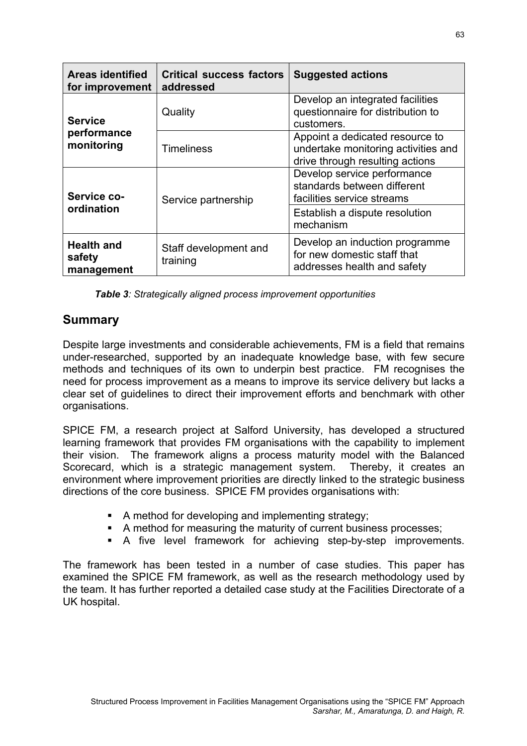| Areas identified for improvement | Critical success factors addressed | Suggested actions |
|---|---|---|
| **Service performance monitoring** | Quality | Develop an integrated facilities questionnaire for distribution to customers. |
| | Timeliness | Appoint a dedicated resource to undertake monitoring activities and drive through resulting actions |
| **Service co-ordination** | Service partnership | Develop service performance standards between different facilities service streams |
| | | Establish a dispute resolution mechanism |
| **Health and safety management** | Staff development and training | Develop an induction programme for new domestic staff that addresses health and safety |

***Table 3**: Strategically aligned process improvement opportunities*

## Summary

Despite large investments and considerable achievements, FM is a field that remains under-researched, supported by an inadequate knowledge base, with few secure methods and techniques of its own to underpin best practice. FM recognises the need for process improvement as a means to improve its service delivery but lacks a clear set of guidelines to direct their improvement efforts and benchmark with other organisations.

SPICE FM, a research project at Salford University, has developed a structured learning framework that provides FM organisations with the capability to implement their vision. The framework aligns a process maturity model with the Balanced Scorecard, which is a strategic management system. Thereby, it creates an environment where improvement priorities are directly linked to the strategic business directions of the core business. SPICE FM provides organisations with:

- A method for developing and implementing strategy;
- A method for measuring the maturity of current business processes;
- A five level framework for achieving step-by-step improvements.

The framework has been tested in a number of case studies. This paper has examined the SPICE FM framework, as well as the research methodology used by the team. It has further reported a detailed case study at the Facilities Directorate of a UK hospital.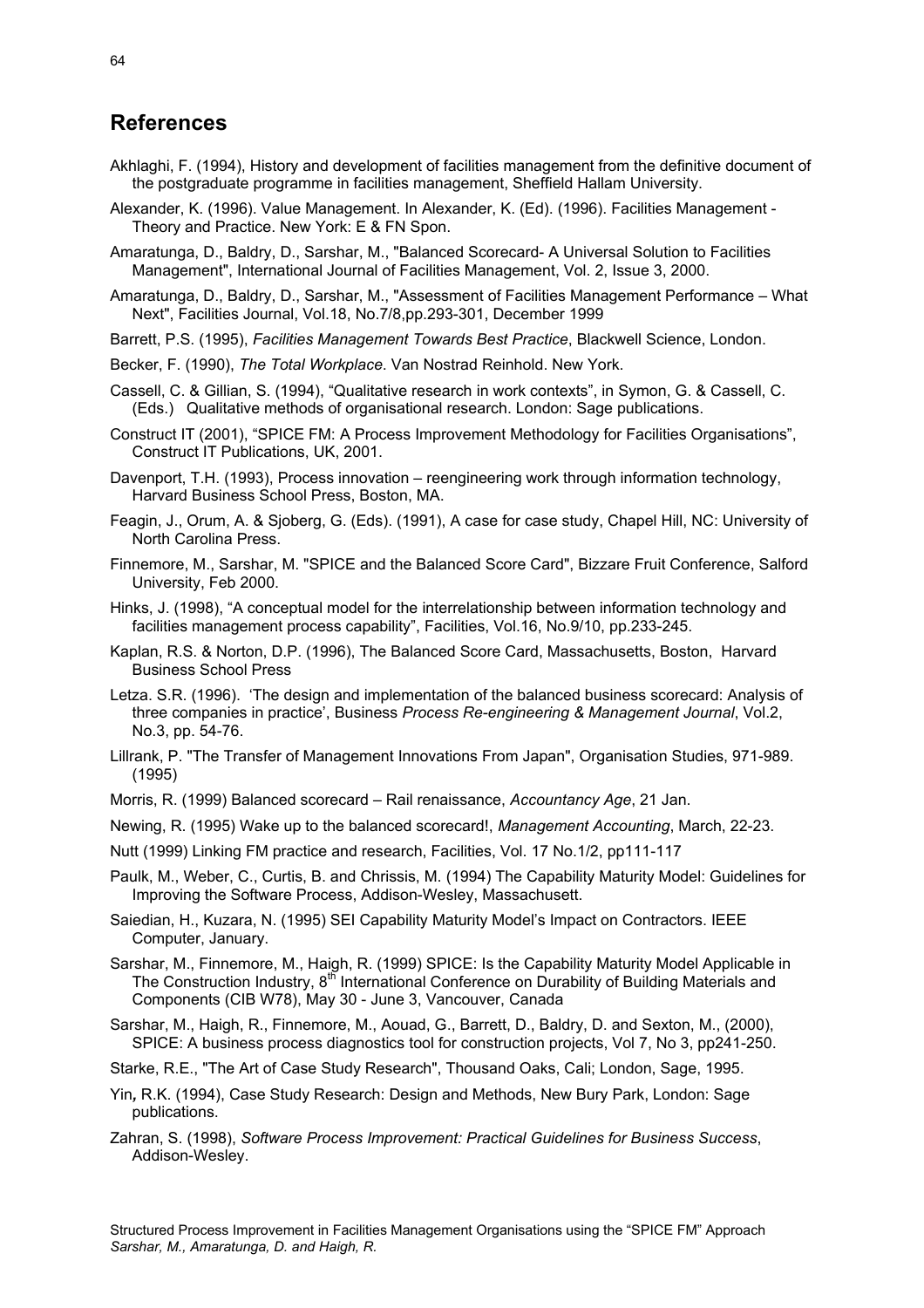## References

Akhlaghi, F. (1994), History and development of facilities management from the definitive document of the postgraduate programme in facilities management, Sheffield Hallam University.

Alexander, K. (1996). Value Management. In Alexander, K. (Ed). (1996). Facilities Management - Theory and Practice. New York: E & FN Spon.

Amaratunga, D., Baldry, D., Sarshar, M., "Balanced Scorecard- A Universal Solution to Facilities Management", International Journal of Facilities Management, Vol. 2, Issue 3, 2000.

Amaratunga, D., Baldry, D., Sarshar, M., "Assessment of Facilities Management Performance – What Next", Facilities Journal, Vol.18, No.7/8,pp.293-301, December 1999

Barrett, P.S. (1995), *Facilities Management Towards Best Practice*, Blackwell Science, London.

Becker, F. (1990), *The Total Workplace*. Van Nostrad Reinhold. New York.

Cassell, C. & Gillian, S. (1994), "Qualitative research in work contexts", in Symon, G. & Cassell, C. (Eds.) Qualitative methods of organisational research. London: Sage publications.

Construct IT (2001), "SPICE FM: A Process Improvement Methodology for Facilities Organisations", Construct IT Publications, UK, 2001.

Davenport, T.H. (1993), Process innovation – reengineering work through information technology, Harvard Business School Press, Boston, MA.

Feagin, J., Orum, A. & Sjoberg, G. (Eds). (1991), A case for case study, Chapel Hill, NC: University of North Carolina Press.

Finnemore, M., Sarshar, M. "SPICE and the Balanced Score Card", Bizzare Fruit Conference, Salford University, Feb 2000.

Hinks, J. (1998), "A conceptual model for the interrelationship between information technology and facilities management process capability", Facilities, Vol.16, No.9/10, pp.233-245.

Kaplan, R.S. & Norton, D.P. (1996), The Balanced Score Card, Massachusetts, Boston, Harvard Business School Press

Letza. S.R. (1996). 'The design and implementation of the balanced business scorecard: Analysis of three companies in practice', Business *Process Re-engineering & Management Journal*, Vol.2, No.3, pp. 54-76.

Lillrank, P. "The Transfer of Management Innovations From Japan", Organisation Studies, 971-989. (1995)

Morris, R. (1999) Balanced scorecard – Rail renaissance, *Accountancy Age*, 21 Jan.

Newing, R. (1995) Wake up to the balanced scorecard!, *Management Accounting*, March, 22-23.

Nutt (1999) Linking FM practice and research, Facilities, Vol. 17 No.1/2, pp111-117

Paulk, M., Weber, C., Curtis, B. and Chrissis, M. (1994) The Capability Maturity Model: Guidelines for Improving the Software Process, Addison-Wesley, Massachusett.

Saiedian, H., Kuzara, N. (1995) SEI Capability Maturity Model's Impact on Contractors. IEEE Computer, January.

Sarshar, M., Finnemore, M., Haigh, R. (1999) SPICE: Is the Capability Maturity Model Applicable in The Construction Industry, 8th International Conference on Durability of Building Materials and Components (CIB W78), May 30 - June 3, Vancouver, Canada

Sarshar, M., Haigh, R., Finnemore, M., Aouad, G., Barrett, D., Baldry, D. and Sexton, M., (2000), SPICE: A business process diagnostics tool for construction projects, Vol 7, No 3, pp241-250.

Starke, R.E., "The Art of Case Study Research", Thousand Oaks, Cali; London, Sage, 1995.

Yin**,** R.K. (1994), Case Study Research: Design and Methods, New Bury Park, London: Sage publications.

Zahran, S. (1998), *Software Process Improvement: Practical Guidelines for Business Success*, Addison-Wesley.